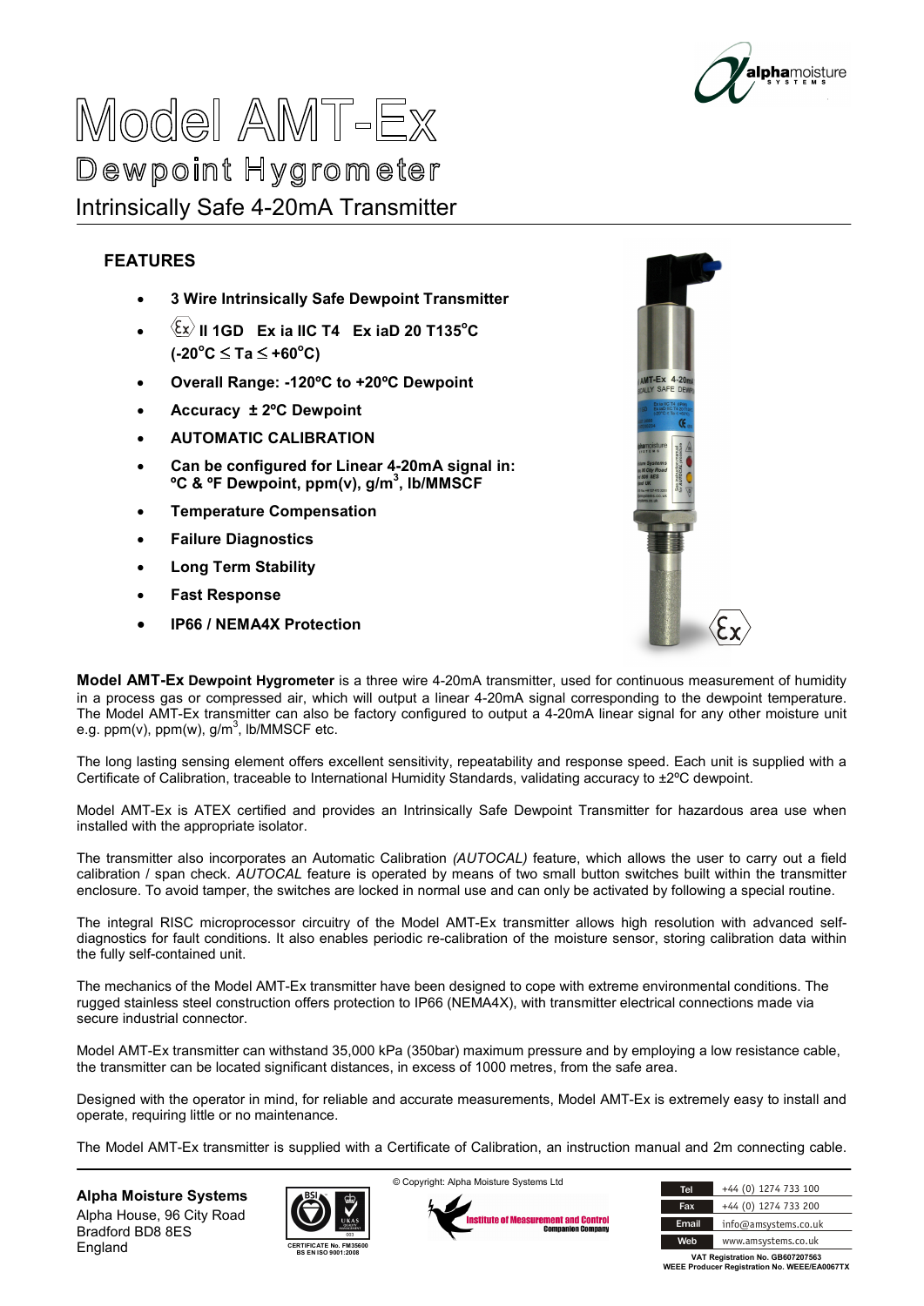# Model AMT-Ex

## Dewpoint Hygrometer

### Intrinsically Safe 4-20mA Transmitter

## FEATURES

- **3 Wire Intrinsically Safe Dewpoint Transmitter**
- **Ex II 1GD Ex ia IIC T4 Ex iaD 20 T135°C (-20°C ≤ Ta ≤ +60°C)**
- **Overall Range: -120ºC to +20ºC Dewpoint**
- **Accuracy ± 2ºC Dewpoint**
- **AUTOMATIC CALIBRATION**
- **Can be configured for Linear 4-20mA signal in: ºC & ºF Dewpoint, ppm(v), g/m$^3$, lb/MMSCF**
- **Temperature Compensation**
- **Failure Diagnostics**
- **Long Term Stability**
- **Fast Response**
- **IP66 / NEMA4X Protection**

**Model AMT-Ex Dewpoint Hygrometer** is a three wire 4-20mA transmitter, used for continuous measurement of humidity in a process gas or compressed air, which will output a linear 4-20mA signal corresponding to the dewpoint temperature. The Model AMT-Ex transmitter can also be factory configured to output a 4-20mA linear signal for any other moisture unit e.g. ppm(v), ppm(w), g/m$^3$, lb/MMSCF etc.

The long lasting sensing element offers excellent sensitivity, repeatability and response speed. Each unit is supplied with a Certificate of Calibration, traceable to International Humidity Standards, validating accuracy to ±2ºC dewpoint.

Model AMT-Ex is ATEX certified and provides an Intrinsically Safe Dewpoint Transmitter for hazardous area use when installed with the appropriate isolator.

The transmitter also incorporates an Automatic Calibration *(AUTOCAL)* feature, which allows the user to carry out a field calibration / span check. *AUTOCAL* feature is operated by means of two small button switches built within the transmitter enclosure. To avoid tamper, the switches are locked in normal use and can only be activated by following a special routine.

The integral RISC microprocessor circuitry of the Model AMT-Ex transmitter allows high resolution with advanced self-diagnostics for fault conditions. It also enables periodic re-calibration of the moisture sensor, storing calibration data within the fully self-contained unit.

The mechanics of the Model AMT-Ex transmitter have been designed to cope with extreme environmental conditions. The rugged stainless steel construction offers protection to IP66 (NEMA4X), with transmitter electrical connections made via secure industrial connector.

Model AMT-Ex transmitter can withstand 35,000 kPa (350bar) maximum pressure and by employing a low resistance cable, the transmitter can be located significant distances, in excess of 1000 metres, from the safe area.

Designed with the operator in mind, for reliable and accurate measurements, Model AMT-Ex is extremely easy to install and operate, requiring little or no maintenance.

The Model AMT-Ex transmitter is supplied with a Certificate of Calibration, an instruction manual and 2m connecting cable.

**Alpha Moisture Systems**
Alpha House, 96 City Road
Bradford BD8 8ES
England

CERTIFICATE No. FM35600
BS EN ISO 9001:2008

© Copyright: Alpha Moisture Systems Ltd

Institute of Measurement and Control Companion Company

| | |
|---|---|
| Tel | +44 (0) 1274 733 100 |
| Fax | +44 (0) 1274 733 200 |
| Email | info@amsystems.co.uk |
| Web | www.amsystems.co.uk |

VAT Registration No. GB607207563
WEEE Producer Registration No. WEEE/EA0067TX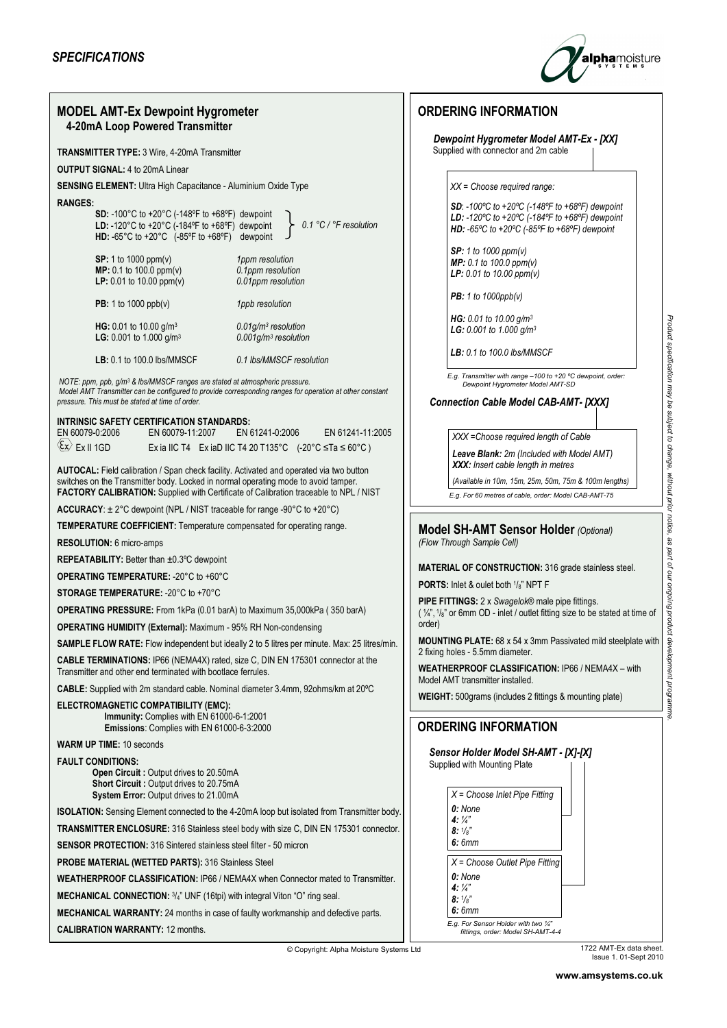## SPECIFICATIONS

### MODEL AMT-Ex Dewpoint Hygrometer
#### 4-20mA Loop Powered Transmitter

**TRANSMITTER TYPE:** 3 Wire, 4-20mA Transmitter

**OUTPUT SIGNAL:** 4 to 20mA Linear

**SENSING ELEMENT:** Ultra High Capacitance - Aluminium Oxide Type

**RANGES:**

| | |
|---|---|
| **SD:** -100°C to +20°C (-148ºF to +68ºF) dewpoint | 0.1 °C / °F resolution |
| **LD:** -120°C to +20°C (-184ºF to +68ºF) dewpoint | |
| **HD:** -65°C to +20°C (-85ºF to +68ºF) dewpoint | |
| **SP:** 1 to 1000 ppm(v) | 1ppm resolution |
| **MP:** 0.1 to 100.0 ppm(v) | 0.1ppm resolution |
| **LP:** 0.01 to 10.00 ppm(v) | 0.01ppm resolution |
| **PB:** 1 to 1000 ppb(v) | 1ppb resolution |
| **HG:** 0.01 to 10.00 g/m³ | 0.01g/m³ resolution |
| **LG:** 0.001 to 1.000 g/m³ | 0.001g/m³ resolution |
| **LB:** 0.1 to 100.0 lbs/MMSCF | 0.1 lbs/MMSCF resolution |

*NOTE: ppm, ppb, g/m³ & lbs/MMSCF ranges are stated at atmospheric pressure. Model AMT Transmitter can be configured to provide corresponding ranges for operation at other constant pressure. This must be stated at time of order.*

**INTRINSIC SAFETY CERTIFICATION STANDARDS:**

EN 60079-0:2006 EN 60079-11:2007 EN 61241-0:2006 EN 61241-11:2005

Ex II 1GD Ex ia IIC T4 Ex iaD IIC T4 20 T135°C (-20°C ≤Ta ≤ 60°C )

**AUTOCAL:** Field calibration / Span check facility. Activated and operated via two button switches on the Transmitter body. Locked in normal operating mode to avoid tamper.

**FACTORY CALIBRATION:** Supplied with Certificate of Calibration traceable to NPL / NIST

**ACCURACY**: ± 2°C dewpoint (NPL / NIST traceable for range -90°C to +20°C)

**TEMPERATURE COEFFICIENT:** Temperature compensated for operating range.

**RESOLUTION:** 6 micro-amps

**REPEATABILITY:** Better than ±0.3ºC dewpoint

**OPERATING TEMPERATURE:** -20°C to +60°C

**STORAGE TEMPERATURE:** -20°C to +70°C

**OPERATING PRESSURE:** From 1kPa (0.01 barA) to Maximum 35,000kPa ( 350 barA)

**OPERATING HUMIDITY (External):** Maximum - 95% RH Non-condensing

**SAMPLE FLOW RATE:** Flow independent but ideally 2 to 5 litres per minute. Max: 25 litres/min.

**CABLE TERMINATIONS:** IP66 (NEMA4X) rated, size C, DIN EN 175301 connector at the Transmitter and other end terminated with bootlace ferrules.

**CABLE:** Supplied with 2m standard cable. Nominal diameter 3.4mm, 92ohms/km at 20ºC

**ELECTROMAGNETIC COMPATIBILITY (EMC):**
- **Immunity:** Complies with EN 61000-6-1:2001
- **Emissions**: Complies with EN 61000-6-3:2000

**WARM UP TIME:** 10 seconds

**FAULT CONDITIONS:**
- **Open Circuit :** Output drives to 20.50mA
- **Short Circuit :** Output drives to 20.75mA
- **System Error:** Output drives to 21.00mA

**ISOLATION:** Sensing Element connected to the 4-20mA loop but isolated from Transmitter body.

**TRANSMITTER ENCLOSURE:** 316 Stainless steel body with size C, DIN EN 175301 connector.

**SENSOR PROTECTION:** 316 Sintered stainless steel filter - 50 micron

**PROBE MATERIAL (WETTED PARTS):** 316 Stainless Steel

**WEATHERPROOF CLASSIFICATION:** IP66 / NEMA4X when Connector mated to Transmitter.

**MECHANICAL CONNECTION:** ³/₄" UNF (16tpi) with integral Viton "O" ring seal.

**MECHANICAL WARRANTY:** 24 months in case of faulty workmanship and defective parts.

**CALIBRATION WARRANTY:** 12 months.

## ORDERING INFORMATION

***Dewpoint Hygrometer Model AMT-Ex - [XX]***

Supplied with connector and 2m cable

*XX = Choose required range:*

*SD: -100ºC to +20ºC (-148ºF to +68ºF) dewpoint*
*LD: -120ºC to +20ºC (-184ºF to +68ºF) dewpoint*
*HD: -65ºC to +20ºC (-85ºF to +68ºF) dewpoint*

*SP: 1 to 1000 ppm(v)*
*MP: 0.1 to 100.0 ppm(v)*
*LP: 0.01 to 10.00 ppm(v)*

*PB: 1 to 1000ppb(v)*

*HG: 0.01 to 10.00 g/m³*
*LG: 0.001 to 1.000 g/m³*

*LB: 0.1 to 100.0 lbs/MMSCF*

*E.g. Transmitter with range –100 to +20 ºC dewpoint, order: Dewpoint Hygrometer Model AMT-SD*

***Connection Cable Model CAB-AMT- [XXX]***

*XXX =Choose required length of Cable*

*Leave Blank: 2m (Included with Model AMT)*
*XXX: Insert cable length in metres*

*(Available in 10m, 15m, 25m, 50m, 75m & 100m lengths)*

*E.g. For 60 metres of cable, order: Model CAB-AMT-75*

### Model SH-AMT Sensor Holder *(Optional)*

*(Flow Through Sample Cell)*

**MATERIAL OF CONSTRUCTION:** 316 grade stainless steel.

**PORTS:** Inlet & oulet both ¹/₈" NPT F

**PIPE FITTINGS:** 2 x *Swagelok®* male pipe fittings. ( ¼", ¹/₈" or 6mm OD - inlet / outlet fitting size to be stated at time of order)

**MOUNTING PLATE:** 68 x 54 x 3mm Passivated mild steelplate with 2 fixing holes - 5.5mm diameter.

**WEATHERPROOF CLASSIFICATION:** IP66 / NEMA4X – with Model AMT transmitter installed.

**WEIGHT:** 500grams (includes 2 fittings & mounting plate)

## ORDERING INFORMATION

***Sensor Holder Model SH-AMT - [X]-[X]***

Supplied with Mounting Plate

*X = Choose Inlet Pipe Fitting*

*0: None*
*4: ¼"*
*8: ¹/₈"*
*6: 6mm*

*X = Choose Outlet Pipe Fitting*

*0: None*
*4: ¼"*
*8: ¹/₈"*
*6: 6mm*

*E.g. For Sensor Holder with two ¼" fittings, order: Model SH-AMT-4-4*

*Product specification may be subject to change, without prior notice, as part of our ongoing product development programme.*

© Copyright: Alpha Moisture Systems Ltd

1722 AMT-Ex data sheet. Issue 1. 01-Sept 2010

www.amsystems.co.uk